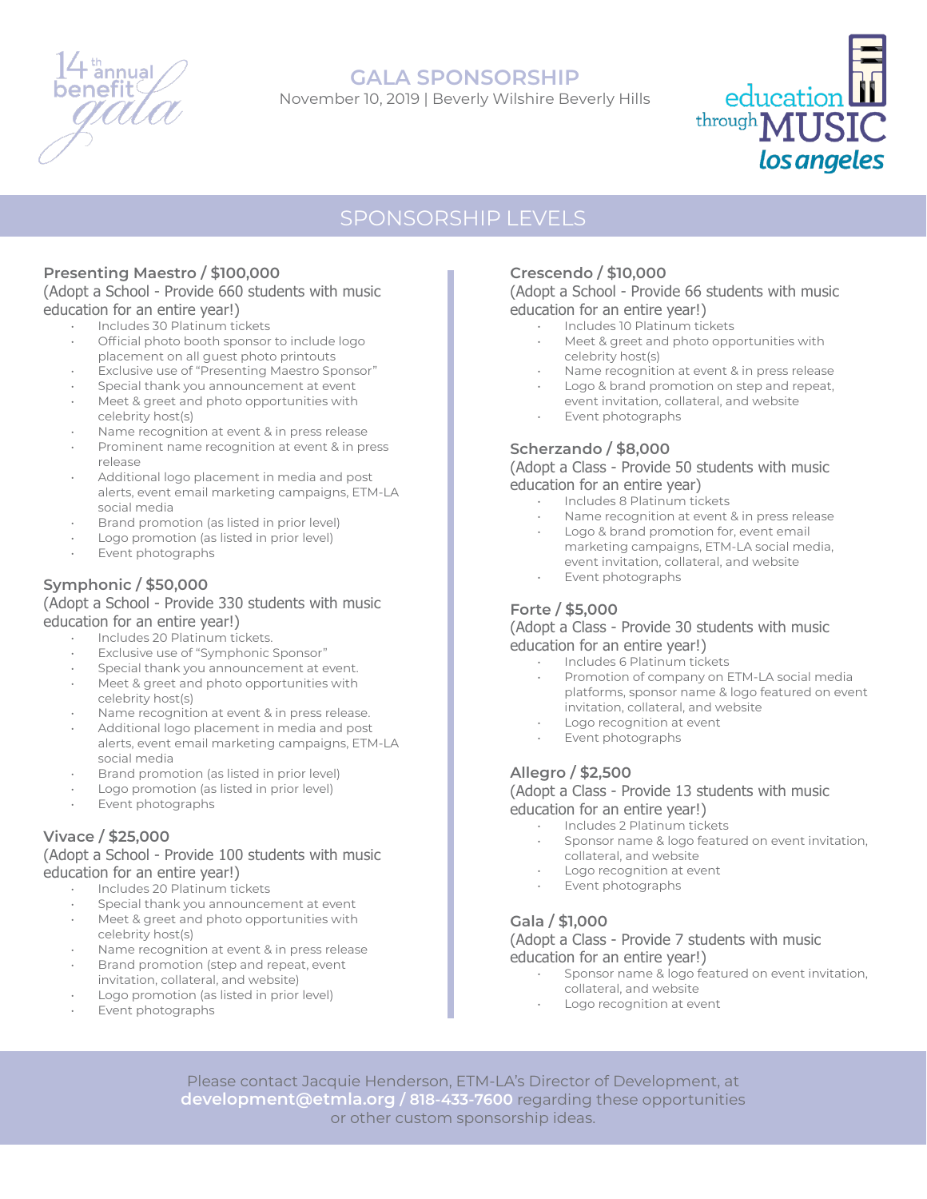14th annual benefit gala

# GALA SPONSORSHIP

November 10, 2019 | Beverly Wilshire Beverly Hills

education through MUSIC los angeles

## SPONSORSHIP LEVELS

### Presenting Maestro / $100,000

(Adopt a School - Provide 660 students with music education for an entire year!)

- Includes 30 Platinum tickets
- Official photo booth sponsor to include logo placement on all guest photo printouts
- Exclusive use of "Presenting Maestro Sponsor"
- Special thank you announcement at event
- Meet & greet and photo opportunities with celebrity host(s)
- Name recognition at event & in press release
- Prominent name recognition at event & in press release
- Additional logo placement in media and post alerts, event email marketing campaigns, ETM-LA social media
- Brand promotion (as listed in prior level)
- Logo promotion (as listed in prior level)
- Event photographs

### Symphonic / $50,000

(Adopt a School - Provide 330 students with music education for an entire year!)

- Includes 20 Platinum tickets.
- Exclusive use of "Symphonic Sponsor"
- Special thank you announcement at event.
- Meet & greet and photo opportunities with celebrity host(s)
- Name recognition at event & in press release.
- Additional logo placement in media and post alerts, event email marketing campaigns, ETM-LA social media
- Brand promotion (as listed in prior level)
- Logo promotion (as listed in prior level)
- Event photographs

### Vivace / $25,000

(Adopt a School - Provide 100 students with music education for an entire year!)

- Includes 20 Platinum tickets
- Special thank you announcement at event
- Meet & greet and photo opportunities with celebrity host(s)
- Name recognition at event & in press release
- Brand promotion (step and repeat, event invitation, collateral, and website)
- Logo promotion (as listed in prior level)
- Event photographs

### Crescendo / $10,000

(Adopt a School - Provide 66 students with music education for an entire year!)

- Includes 10 Platinum tickets
- Meet & greet and photo opportunities with celebrity host(s)
- Name recognition at event & in press release
- Logo & brand promotion on step and repeat, event invitation, collateral, and website
- Event photographs

### Scherzando / $8,000

(Adopt a Class - Provide 50 students with music education for an entire year)

- Includes 8 Platinum tickets
- Name recognition at event & in press release
- Logo & brand promotion for, event email marketing campaigns, ETM-LA social media, event invitation, collateral, and website
- Event photographs

### Forte / $5,000

(Adopt a Class - Provide 30 students with music education for an entire year!)

- Includes 6 Platinum tickets
- Promotion of company on ETM-LA social media platforms, sponsor name & logo featured on event invitation, collateral, and website
- Logo recognition at event
- Event photographs

### Allegro / $2,500

(Adopt a Class - Provide 13 students with music education for an entire year!)

- Includes 2 Platinum tickets
- Sponsor name & logo featured on event invitation, collateral, and website
- Logo recognition at event
- Event photographs

### Gala / $1,000

(Adopt a Class - Provide 7 students with music education for an entire year!)

- Sponsor name & logo featured on event invitation, collateral, and website
- Logo recognition at event

Please contact Jacquie Henderson, ETM-LA's Director of Development, at **development@etmla.org / 818-433-7600** regarding these opportunities or other custom sponsorship ideas.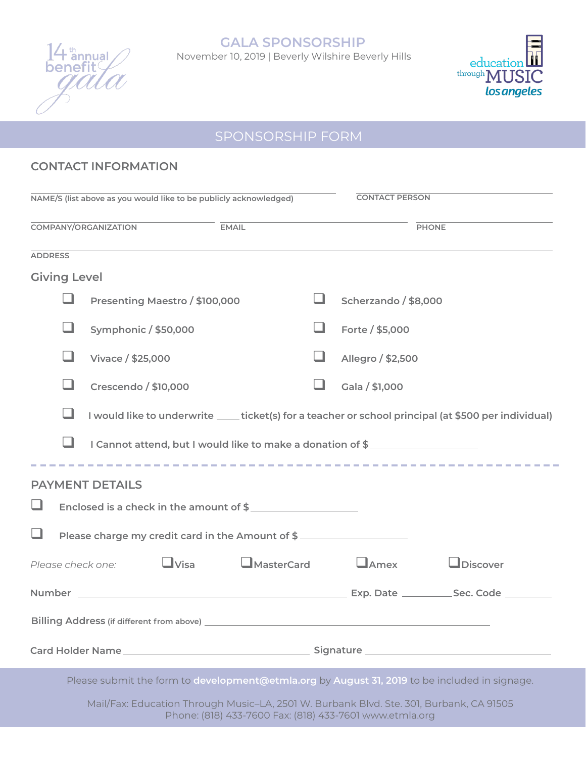14th annual benefit gala

# GALA SPONSORSHIP

November 10, 2019 | Beverly Wilshire Beverly Hills

education through MUSIC los angeles

## SPONSORSHIP FORM

### CONTACT INFORMATION

NAME/S (list above as you would like to be publicly acknowledged) ____________________ CONTACT PERSON ____________________

COMPANY/ORGANIZATION ____________________ EMAIL ____________________ PHONE ____________________

ADDRESS ____________________

### Giving Level

- ☐ Presenting Maestro / $100,000
- ☐ Symphonic / $50,000
- ☐ Vivace / $25,000
- ☐ Crescendo / $10,000
- ☐ Scherzando / $8,000
- ☐ Forte / $5,000
- ☐ Allegro / $2,500
- ☐ Gala / $1,000

- ☐ I would like to underwrite ____ ticket(s) for a teacher or school principal (at $500 per individual)
- ☐ I Cannot attend, but I would like to make a donation of $ ____________________

### PAYMENT DETAILS

- ☐ Enclosed is a check in the amount of $ ____________________
- ☐ Please charge my credit card in the Amount of $ ____________________

*Please check one:* ☐ Visa ☐ MasterCard ☐ Amex ☐ Discover

Number ____________________ Exp. Date __________ Sec. Code __________

Billing Address (if different from above) ____________________

Card Holder Name ____________________ Signature ____________________

Please submit the form to **development@etmla.org** by **August 31, 2019** to be included in signage.

Mail/Fax: Education Through Music–LA, 2501 W. Burbank Blvd. Ste. 301, Burbank, CA 91505
Phone: (818) 433-7600 Fax: (818) 433-7601 www.etmla.org